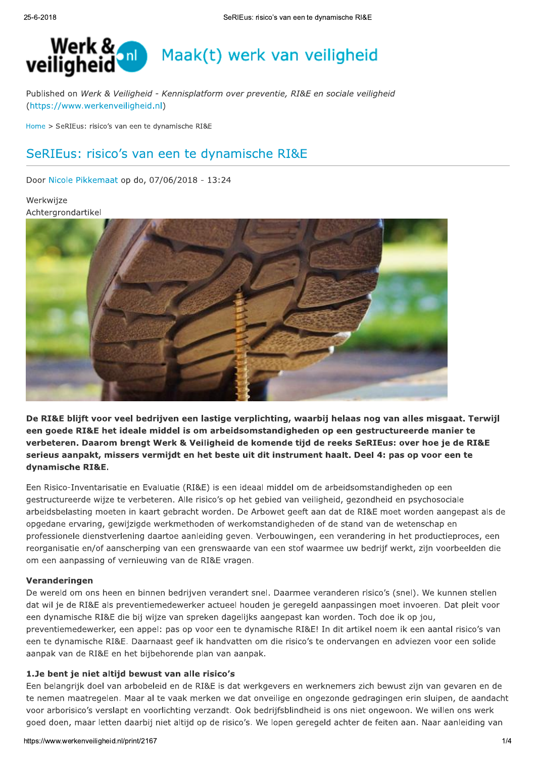Published on *Werk & Veiligheid - Kennisplatform over preventie, RI&E en sociale veiligheid* (https://www.werkenveiligheid.nl)

Home > SeRIEus: risico's van een te dynamische RI&E

# SeRIEus: risico's van een te dynamische RI&E

Door Nicole Pikkemaat op do, 07/06/2018 - 13:24

Werkwijze
Achtergrondartikel

**De RI&E blijft voor veel bedrijven een lastige verplichting, waarbij helaas nog van alles misgaat. Terwijl een goede RI&E het ideale middel is om arbeidsomstandigheden op een gestructureerde manier te verbeteren. Daarom brengt Werk & Veiligheid de komende tijd de reeks SeRIEus: over hoe je de RI&E serieus aanpakt, missers vermijdt en het beste uit dit instrument haalt. Deel 4: pas op voor een te dynamische RI&E.**

Een Risico-Inventarisatie en Evaluatie (RI&E) is een ideaal middel om de arbeidsomstandigheden op een gestructureerde wijze te verbeteren. Alle risico's op het gebied van veiligheid, gezondheid en psychosociale arbeidsbelasting moeten in kaart gebracht worden. De Arbowet geeft aan dat de RI&E moet worden aangepast als de opgedane ervaring, gewijzigde werkmethoden of werkomstandigheden of de stand van de wetenschap en professionele dienstverlening daartoe aanleiding geven. Verbouwingen, een verandering in het productieproces, een reorganisatie en/of aanscherping van een grenswaarde van een stof waarmee uw bedrijf werkt, zijn voorbeelden die om een aanpassing of vernieuwing van de RI&E vragen.

### Veranderingen

De wereld om ons heen en binnen bedrijven verandert snel. Daarmee veranderen risico's (snel). We kunnen stellen dat wil je de RI&E als preventiemedewerker actueel houden je geregeld aanpassingen moet invoeren. Dat pleit voor een dynamische RI&E die bij wijze van spreken dagelijks aangepast kan worden. Toch doe ik op jou, preventiemedewerker, een appel: pas op voor een te dynamische RI&E! In dit artikel noem ik een aantal risico's van een te dynamische RI&E. Daarnaast geef ik handvatten om die risico's te ondervangen en adviezen voor een solide aanpak van de RI&E en het bijbehorende plan van aanpak.

### 1.Je bent je niet altijd bewust van alle risico's

Een belangrijk doel van arbobeleid en de RI&E is dat werkgevers en werknemers zich bewust zijn van gevaren en de te nemen maatregelen. Maar al te vaak merken we dat onveilige en ongezonde gedragingen erin sluipen, de aandacht voor arborisico's verslapt en voorlichting verzandt. Ook bedrijfsblindheid is ons niet ongewoon. We willen ons werk goed doen, maar letten daarbij niet altijd op de risico's. We lopen geregeld achter de feiten aan. Naar aanleiding van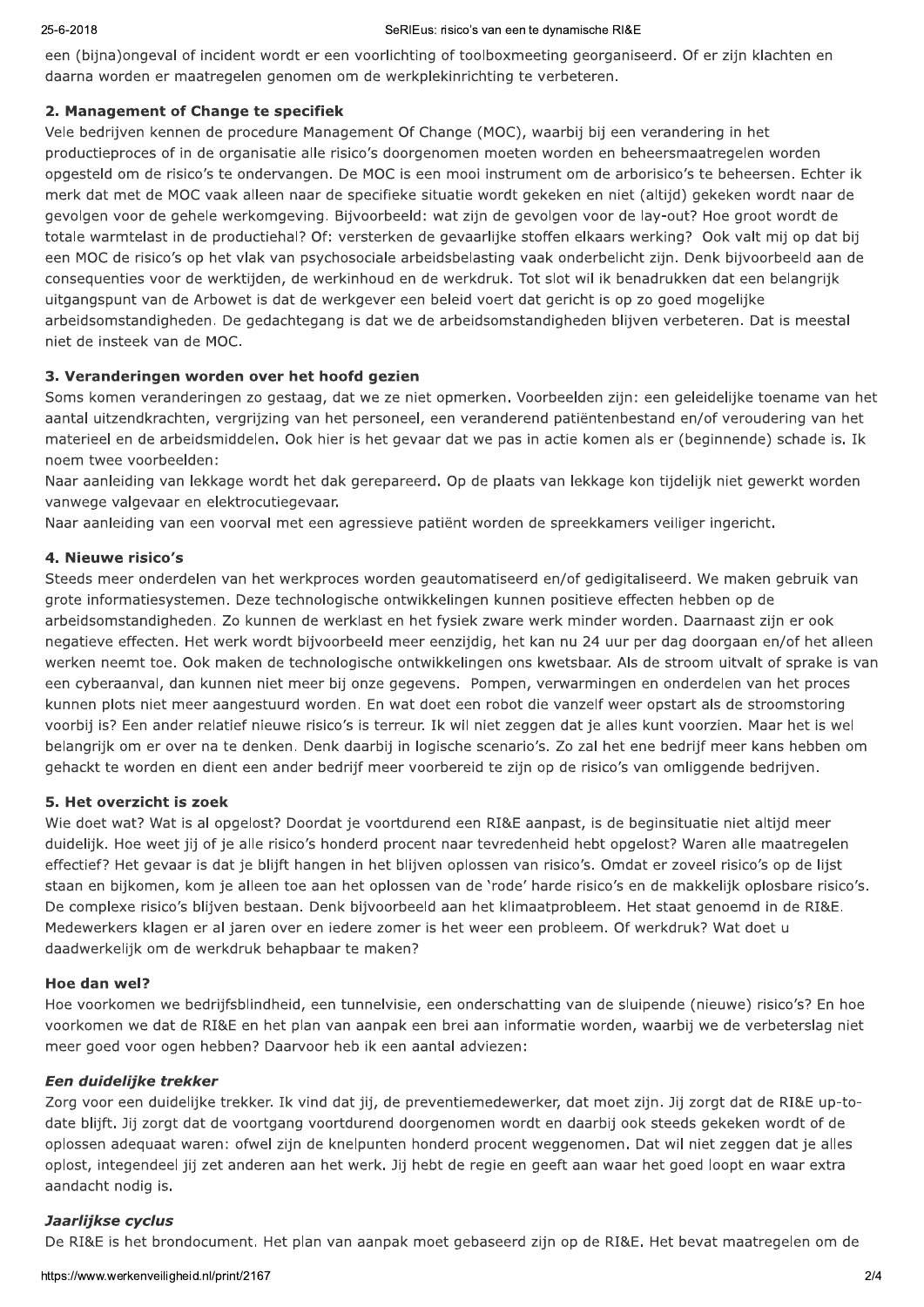een (bijna)ongeval of incident wordt er een voorlichting of toolboxmeeting georganiseerd. Of er zijn klachten en daarna worden er maatregelen genomen om de werkplekinrichting te verbeteren.

### 2. Management of Change te specifiek

Vele bedrijven kennen de procedure Management Of Change (MOC), waarbij bij een verandering in het productieproces of in de organisatie alle risico's doorgenomen moeten worden en beheersmaatregelen worden opgesteld om de risico's te ondervangen. De MOC is een mooi instrument om de arborisico's te beheersen. Echter ik merk dat met de MOC vaak alleen naar de specifieke situatie wordt gekeken en niet (altijd) gekeken wordt naar de gevolgen voor de gehele werkomgeving. Bijvoorbeeld: wat zijn de gevolgen voor de lay-out? Hoe groot wordt de totale warmtelast in de productiehal? Of: versterken de gevaarlijke stoffen elkaars werking? Ook valt mij op dat bij een MOC de risico's op het vlak van psychosociale arbeidsbelasting vaak onderbelicht zijn. Denk bijvoorbeeld aan de consequenties voor de werktijden, de werkinhoud en de werkdruk. Tot slot wil ik benadrukken dat een belangrijk uitgangspunt van de Arbowet is dat de werkgever een beleid voert dat gericht is op zo goed mogelijke arbeidsomstandigheden. De gedachtegang is dat we de arbeidsomstandigheden blijven verbeteren. Dat is meestal niet de insteek van de MOC.

### 3. Veranderingen worden over het hoofd gezien

Soms komen veranderingen zo gestaag, dat we ze niet opmerken. Voorbeelden zijn: een geleidelijke toename van het aantal uitzendkrachten, vergrijzing van het personeel, een veranderend patiëntenbestand en/of veroudering van het materieel en de arbeidsmiddelen. Ook hier is het gevaar dat we pas in actie komen als er (beginnende) schade is. Ik noem twee voorbeelden:
Naar aanleiding van lekkage wordt het dak gerepareerd. Op de plaats van lekkage kon tijdelijk niet gewerkt worden vanwege valgevaar en elektrocutiegevaar.
Naar aanleiding van een voorval met een agressieve patiënt worden de spreekkamers veiliger ingericht.

### 4. Nieuwe risico's

Steeds meer onderdelen van het werkproces worden geautomatiseerd en/of gedigitaliseerd. We maken gebruik van grote informatiesystemen. Deze technologische ontwikkelingen kunnen positieve effecten hebben op de arbeidsomstandigheden. Zo kunnen de werklast en het fysiek zware werk minder worden. Daarnaast zijn er ook negatieve effecten. Het werk wordt bijvoorbeeld meer eenzijdig, het kan nu 24 uur per dag doorgaan en/of het alleen werken neemt toe. Ook maken de technologische ontwikkelingen ons kwetsbaar. Als de stroom uitvalt of sprake is van een cyberaanval, dan kunnen niet meer bij onze gegevens. Pompen, verwarmingen en onderdelen van het proces kunnen plots niet meer aangestuurd worden. En wat doet een robot die vanzelf weer opstart als de stroomstoring voorbij is? Een ander relatief nieuwe risico's is terreur. Ik wil niet zeggen dat je alles kunt voorzien. Maar het is wel belangrijk om er over na te denken. Denk daarbij in logische scenario's. Zo zal het ene bedrijf meer kans hebben om gehackt te worden en dient een ander bedrijf meer voorbereid te zijn op de risico's van omliggende bedrijven.

### 5. Het overzicht is zoek

Wie doet wat? Wat is al opgelost? Doordat je voortdurend een RI&E aanpast, is de beginsituatie niet altijd meer duidelijk. Hoe weet jij of je alle risico's honderd procent naar tevredenheid hebt opgelost? Waren alle maatregelen effectief? Het gevaar is dat je blijft hangen in het blijven oplossen van risico's. Omdat er zoveel risico's op de lijst staan en bijkomen, kom je alleen toe aan het oplossen van de 'rode' harde risico's en de makkelijk oplosbare risico's. De complexe risico's blijven bestaan. Denk bijvoorbeeld aan het klimaatprobleem. Het staat genoemd in de RI&E. Medewerkers klagen er al jaren over en iedere zomer is het weer een probleem. Of werkdruk? Wat doet u daadwerkelijk om de werkdruk behapbaar te maken?

### Hoe dan wel?

Hoe voorkomen we bedrijfsblindheid, een tunnelvisie, een onderschatting van de sluipende (nieuwe) risico's? En hoe voorkomen we dat de RI&E en het plan van aanpak een brei aan informatie worden, waarbij we de verbeterslag niet meer goed voor ogen hebben? Daarvoor heb ik een aantal adviezen:

#### *Een duidelijke trekker*

Zorg voor een duidelijke trekker. Ik vind dat jij, de preventiemedewerker, dat moet zijn. Jij zorgt dat de RI&E up-to-date blijft. Jij zorgt dat de voortgang voortdurend doorgenomen wordt en daarbij ook steeds gekeken wordt of de oplossen adequaat waren: ofwel zijn de knelpunten honderd procent weggenomen. Dat wil niet zeggen dat je alles oplost, integendeel jij zet anderen aan het werk. Jij hebt de regie en geeft aan waar het goed loopt en waar extra aandacht nodig is.

#### *Jaarlijkse cyclus*

De RI&E is het brondocument. Het plan van aanpak moet gebaseerd zijn op de RI&E. Het bevat maatregelen om de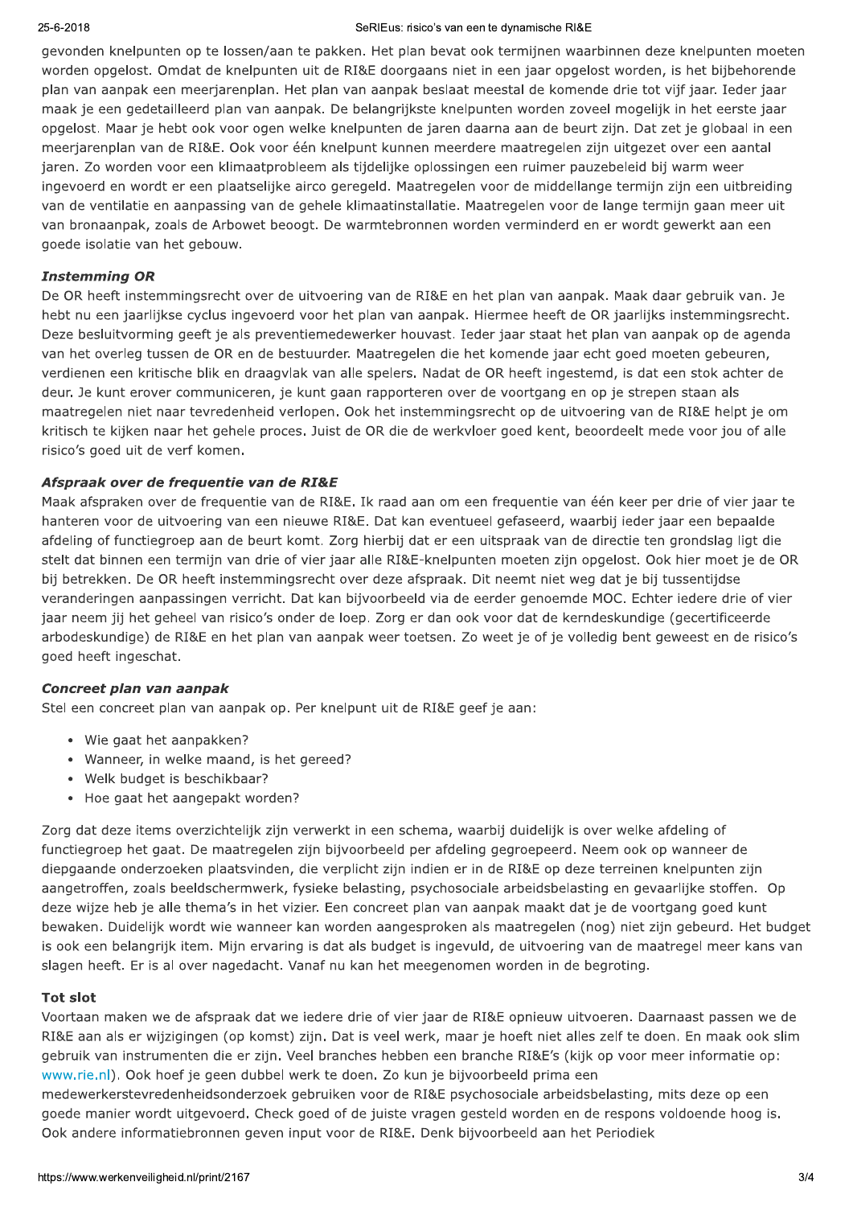gevonden knelpunten op te lossen/aan te pakken. Het plan bevat ook termijnen waarbinnen deze knelpunten moeten worden opgelost. Omdat de knelpunten uit de RI&E doorgaans niet in een jaar opgelost worden, is het bijbehorende plan van aanpak een meerjarenplan. Het plan van aanpak beslaat meestal de komende drie tot vijf jaar. Ieder jaar maak je een gedetailleerd plan van aanpak. De belangrijkste knelpunten worden zoveel mogelijk in het eerste jaar opgelost. Maar je hebt ook voor ogen welke knelpunten de jaren daarna aan de beurt zijn. Dat zet je globaal in een meerjarenplan van de RI&E. Ook voor één knelpunt kunnen meerdere maatregelen zijn uitgezet over een aantal jaren. Zo worden voor een klimaatprobleem als tijdelijke oplossingen een ruimer pauzebeleid bij warm weer ingevoerd en wordt er een plaatselijke airco geregeld. Maatregelen voor de middellange termijn zijn een uitbreiding van de ventilatie en aanpassing van de gehele klimaatinstallatie. Maatregelen voor de lange termijn gaan meer uit van bronaanpak, zoals de Arbowet beoogt. De warmtebronnen worden verminderd en er wordt gewerkt aan een goede isolatie van het gebouw.

**Instemming OR**

De OR heeft instemmingsrecht over de uitvoering van de RI&E en het plan van aanpak. Maak daar gebruik van. Je hebt nu een jaarlijkse cyclus ingevoerd voor het plan van aanpak. Hiermee heeft de OR jaarlijks instemmingsrecht. Deze besluitvorming geeft je als preventiemedewerker houvast. Ieder jaar staat het plan van aanpak op de agenda van het overleg tussen de OR en de bestuurder. Maatregelen die het komende jaar echt goed moeten gebeuren, verdienen een kritische blik en draagvlak van alle spelers. Nadat de OR heeft ingestemd, is dat een stok achter de deur. Je kunt erover communiceren, je kunt gaan rapporteren over de voortgang en op je strepen staan als maatregelen niet naar tevredenheid verlopen. Ook het instemmingsrecht op de uitvoering van de RI&E helpt je om kritisch te kijken naar het gehele proces. Juist de OR die de werkvloer goed kent, beoordeelt mede voor jou of alle risico's goed uit de verf komen.

***Afspraak over de frequentie van de RI&E***

Maak afspraken over de frequentie van de RI&E. Ik raad aan om een frequentie van één keer per drie of vier jaar te hanteren voor de uitvoering van een nieuwe RI&E. Dat kan eventueel gefaseerd, waarbij ieder jaar een bepaalde afdeling of functiegroep aan de beurt komt. Zorg hierbij dat er een uitspraak van de directie ten grondslag ligt die stelt dat binnen een termijn van drie of vier jaar alle RI&E-knelpunten moeten zijn opgelost. Ook hier moet je de OR bij betrekken. De OR heeft instemmingsrecht over deze afspraak. Dit neemt niet weg dat je bij tussentijdse veranderingen aanpassingen verricht. Dat kan bijvoorbeeld via de eerder genoemde MOC. Echter iedere drie of vier jaar neem jij het geheel van risico's onder de loep. Zorg er dan ook voor dat de kerndeskundige (gecertificeerde arbodeskundige) de RI&E en het plan van aanpak weer toetsen. Zo weet je of je volledig bent geweest en de risico's goed heeft ingeschat.

***Concreet plan van aanpak***

Stel een concreet plan van aanpak op. Per knelpunt uit de RI&E geef je aan:

- Wie gaat het aanpakken?
- Wanneer, in welke maand, is het gereed?
- Welk budget is beschikbaar?
- Hoe gaat het aangepakt worden?

Zorg dat deze items overzichtelijk zijn verwerkt in een schema, waarbij duidelijk is over welke afdeling of functiegroep het gaat. De maatregelen zijn bijvoorbeeld per afdeling gegroepeerd. Neem ook op wanneer de diepgaande onderzoeken plaatsvinden, die verplicht zijn indien er in de RI&E op deze terreinen knelpunten zijn aangetroffen, zoals beeldschermwerk, fysieke belasting, psychosociale arbeidsbelasting en gevaarlijke stoffen. Op deze wijze heb je alle thema's in het vizier. Een concreet plan van aanpak maakt dat je de voortgang goed kunt bewaken. Duidelijk wordt wie wanneer kan worden aangesproken als maatregelen (nog) niet zijn gebeurd. Het budget is ook een belangrijk item. Mijn ervaring is dat als budget is ingevuld, de uitvoering van de maatregel meer kans van slagen heeft. Er is al over nagedacht. Vanaf nu kan het meegenomen worden in de begroting.

**Tot slot**

Voortaan maken we de afspraak dat we iedere drie of vier jaar de RI&E opnieuw uitvoeren. Daarnaast passen we de RI&E aan als er wijzigingen (op komst) zijn. Dat is veel werk, maar je hoeft niet alles zelf te doen. En maak ook slim gebruik van instrumenten die er zijn. Veel branches hebben een branche RI&E's (kijk op voor meer informatie op: www.rie.nl). Ook hoef je geen dubbel werk te doen. Zo kun je bijvoorbeeld prima een medewerkerstevredenheidsonderzoek gebruiken voor de RI&E psychosociale arbeidsbelasting, mits deze op een goede manier wordt uitgevoerd. Check goed of de juiste vragen gesteld worden en de respons voldoende hoog is. Ook andere informatiebronnen geven input voor de RI&E. Denk bijvoorbeeld aan het Periodiek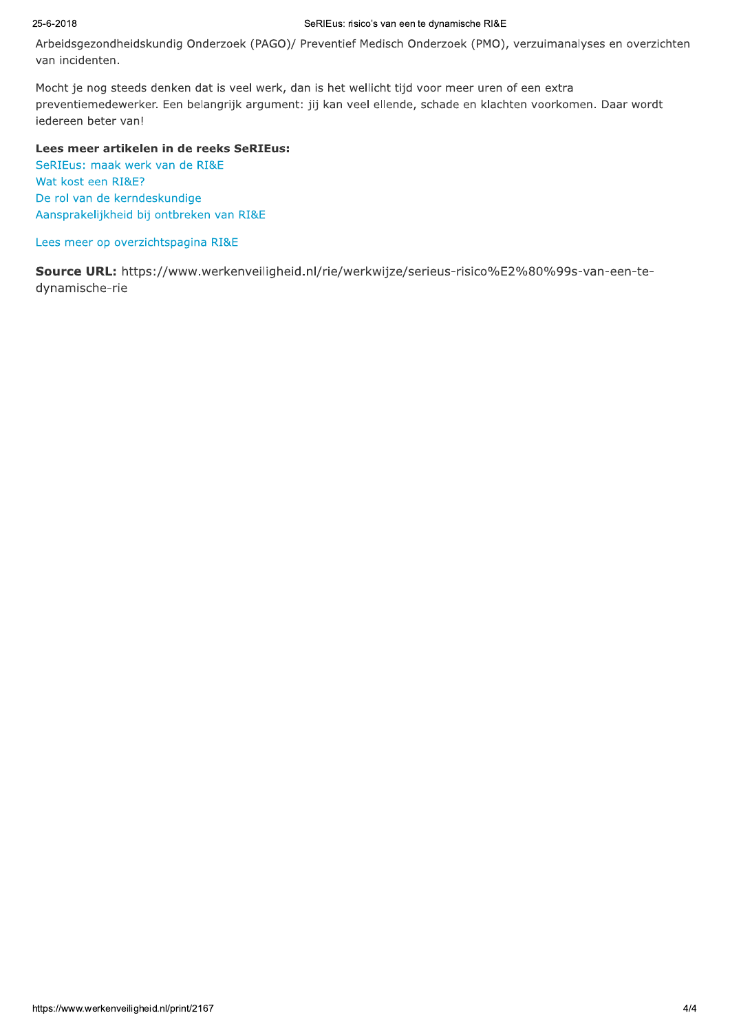Arbeidsgezondheidskundig Onderzoek (PAGO)/ Preventief Medisch Onderzoek (PMO), verzuimanalyses en overzichten van incidenten.

Mocht je nog steeds denken dat is veel werk, dan is het wellicht tijd voor meer uren of een extra preventiemedewerker. Een belangrijk argument: jij kan veel ellende, schade en klachten voorkomen. Daar wordt iedereen beter van!

**Lees meer artikelen in de reeks SeRIEus:**

SeRIEus: maak werk van de RI&E
Wat kost een RI&E?
De rol van de kerndeskundige
Aansprakelijkheid bij ontbreken van RI&E

Lees meer op overzichtspagina RI&E

**Source URL:** https://www.werkenveiligheid.nl/rie/werkwijze/serieus-risico%E2%80%99s-van-een-te-dynamische-rie